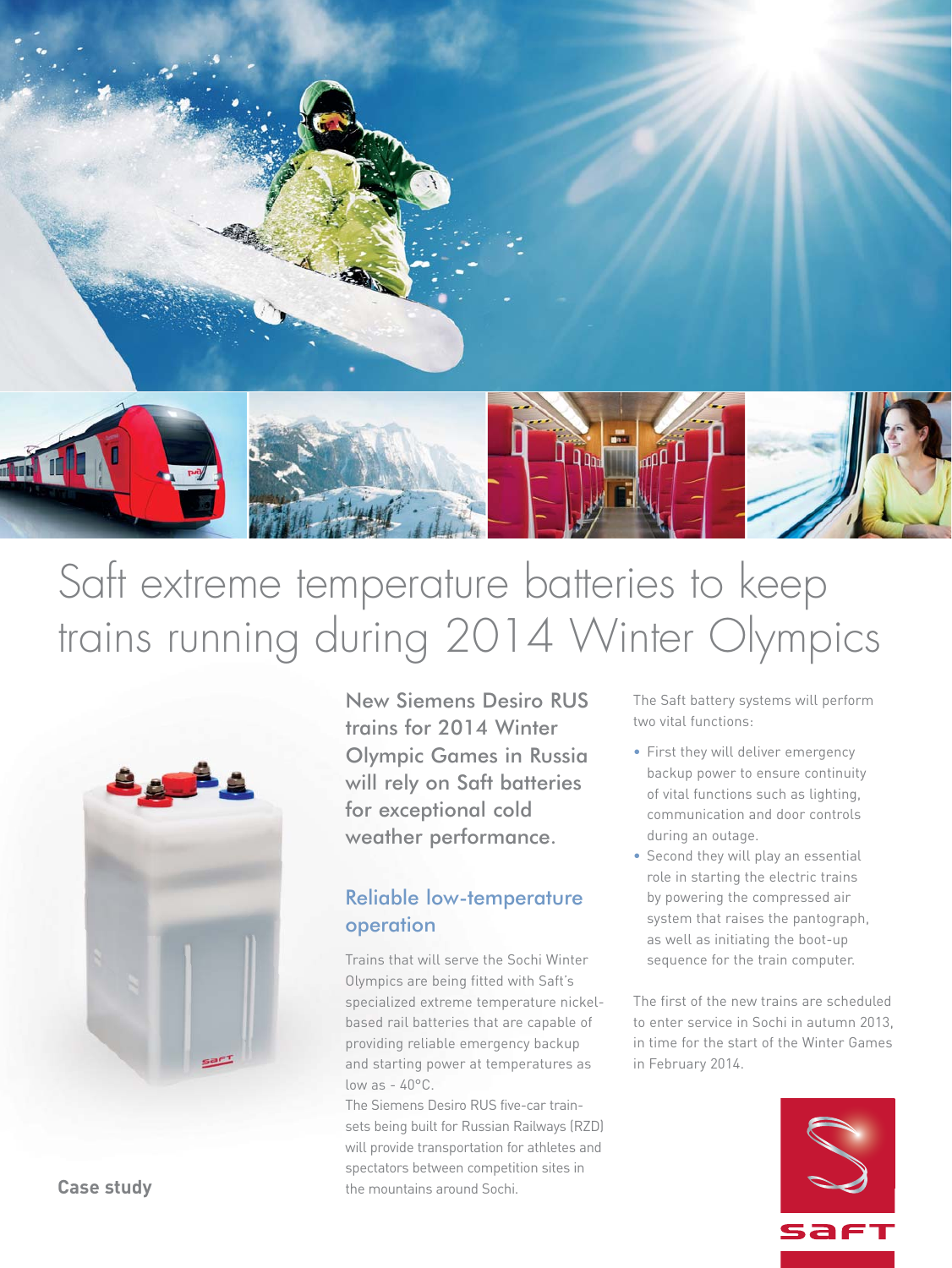# Saft extreme temperature batteries to keep trains running during 2014 Winter Olympics

Case study

New Siemens Desiro RUS trains for 2014 Winter Olympic Games in Russia will rely on Saft batteries for exceptional cold weather performance.

## Reliable low-temperature operation

Trains that will serve the Sochi Winter Olympics are being fitted with Saft's specialized extreme temperature nickel-based rail batteries that are capable of providing reliable emergency backup and starting power at temperatures as low as - 40°C.

The Siemens Desiro RUS five-car train-sets being built for Russian Railways (RZD) will provide transportation for athletes and spectators between competition sites in the mountains around Sochi.

The Saft battery systems will perform two vital functions:

- First they will deliver emergency backup power to ensure continuity of vital functions such as lighting, communication and door controls during an outage.
- Second they will play an essential role in starting the electric trains by powering the compressed air system that raises the pantograph, as well as initiating the boot-up sequence for the train computer.

The first of the new trains are scheduled to enter service in Sochi in autumn 2013, in time for the start of the Winter Games in February 2014.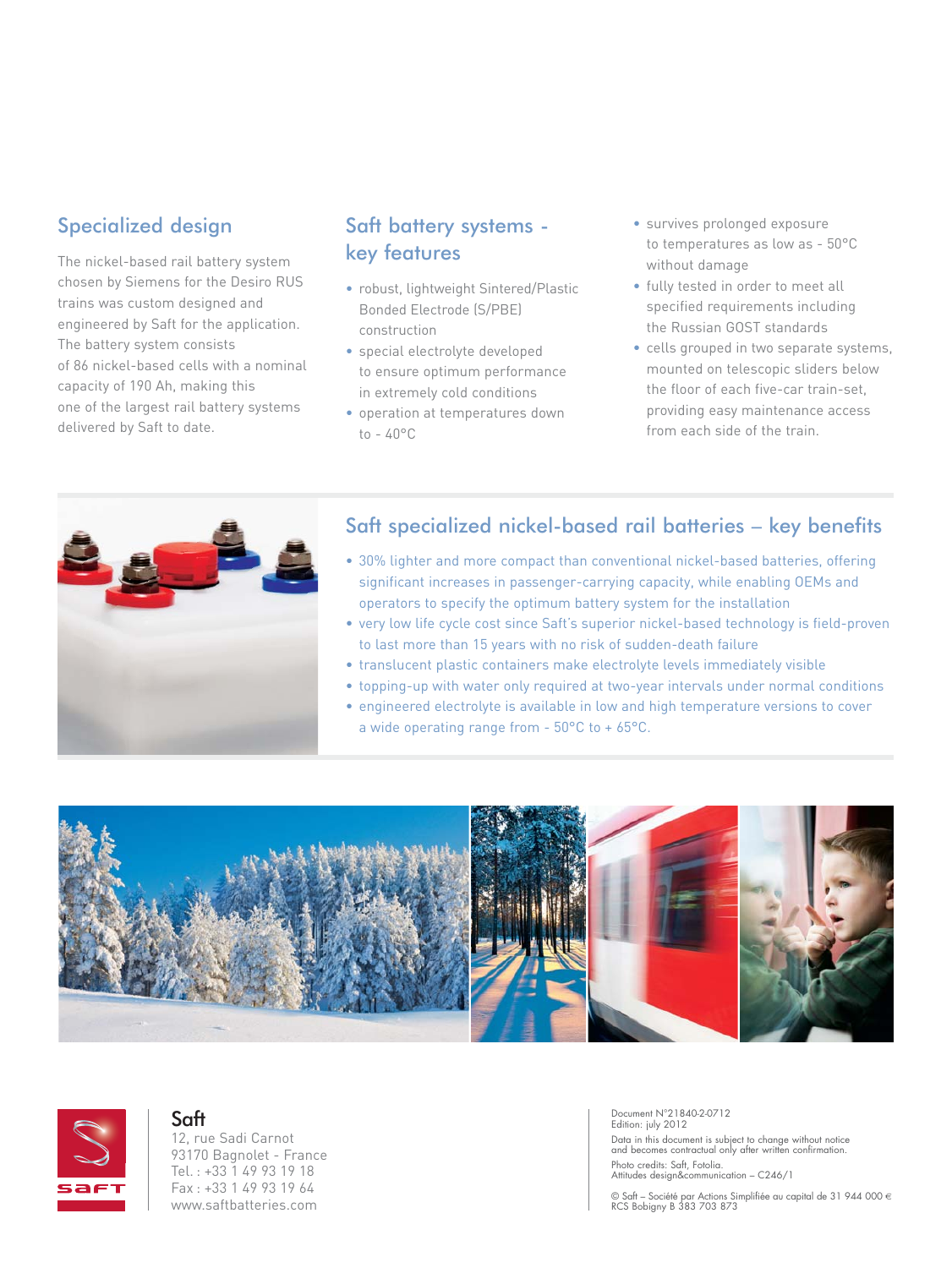## Specialized design

The nickel-based rail battery system chosen by Siemens for the Desiro RUS trains was custom designed and engineered by Saft for the application. The battery system consists of 86 nickel-based cells with a nominal capacity of 190 Ah, making this one of the largest rail battery systems delivered by Saft to date.

## Saft battery systems - key features

- robust, lightweight Sintered/Plastic Bonded Electrode (S/PBE) construction
- special electrolyte developed to ensure optimum performance in extremely cold conditions
- operation at temperatures down to - 40°C
- survives prolonged exposure to temperatures as low as - 50°C without damage
- fully tested in order to meet all specified requirements including the Russian GOST standards
- cells grouped in two separate systems, mounted on telescopic sliders below the floor of each five-car train-set, providing easy maintenance access from each side of the train.

## Saft specialized nickel-based rail batteries – key benefits

- 30% lighter and more compact than conventional nickel-based batteries, offering significant increases in passenger-carrying capacity, while enabling OEMs and operators to specify the optimum battery system for the installation
- very low life cycle cost since Saft's superior nickel-based technology is field-proven to last more than 15 years with no risk of sudden-death failure
- translucent plastic containers make electrolyte levels immediately visible
- topping-up with water only required at two-year intervals under normal conditions
- engineered electrolyte is available in low and high temperature versions to cover a wide operating range from - 50°C to + 65°C.

**Saft**
12, rue Sadi Carnot
93170 Bagnolet - France
Tel. : +33 1 49 93 19 18
Fax : +33 1 49 93 19 64
www.saftbatteries.com

Document N°21840-2-0712
Edition: july 2012

Data in this document is subject to change without notice and becomes contractual only after written confirmation.

Photo credits: Saft, Fotolia.
Attitudes design&communication – C246/1

© Saft – Société par Actions Simplifiée au capital de 31 944 000 €
RCS Bobigny B 383 703 873